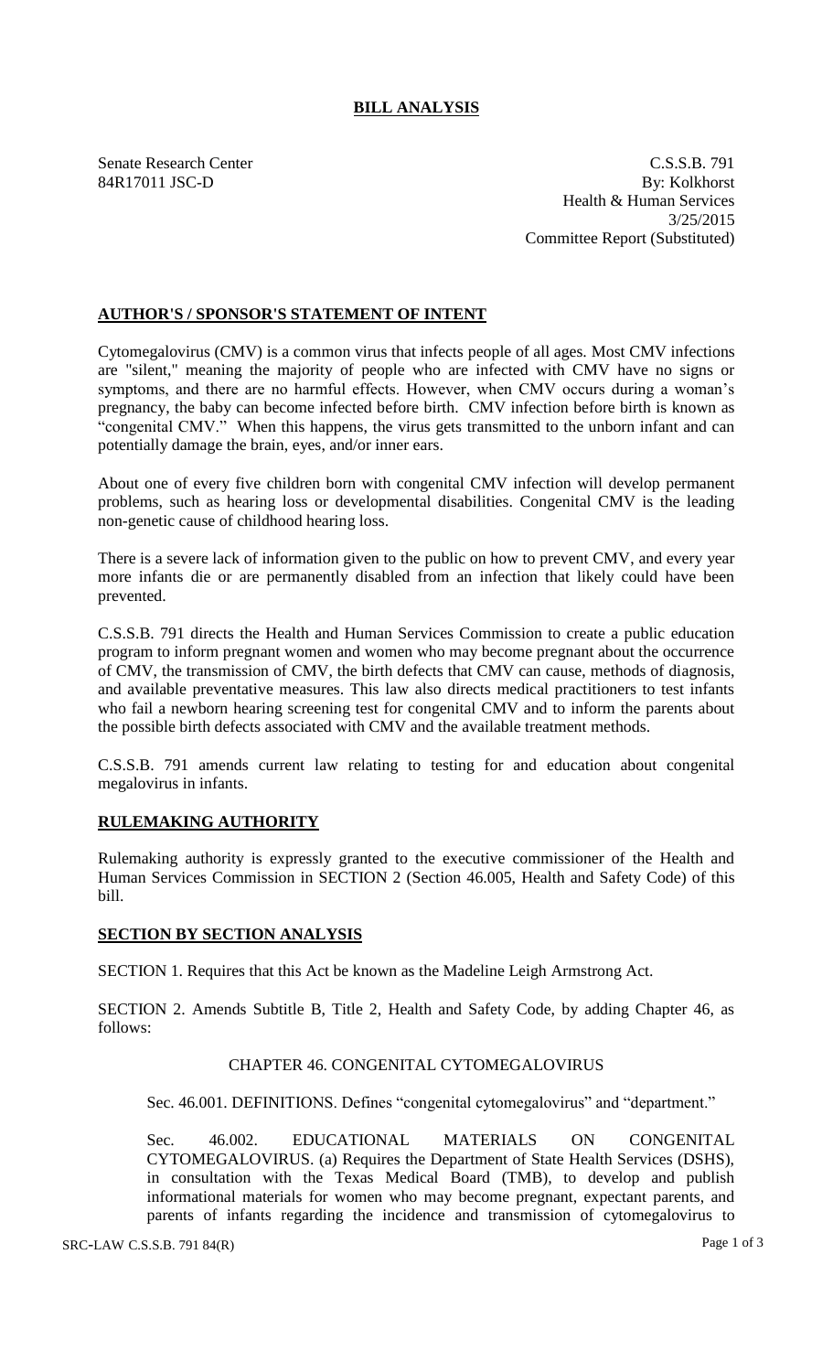# BILL ANALYSIS

Senate Research Center
84R17011 JSC-D

C.S.S.B. 791
By: Kolkhorst
Health & Human Services
3/25/2015
Committee Report (Substituted)

## AUTHOR'S / SPONSOR'S STATEMENT OF INTENT

Cytomegalovirus (CMV) is a common virus that infects people of all ages. Most CMV infections are "silent," meaning the majority of people who are infected with CMV have no signs or symptoms, and there are no harmful effects. However, when CMV occurs during a woman's pregnancy, the baby can become infected before birth. CMV infection before birth is known as "congenital CMV." When this happens, the virus gets transmitted to the unborn infant and can potentially damage the brain, eyes, and/or inner ears.

About one of every five children born with congenital CMV infection will develop permanent problems, such as hearing loss or developmental disabilities. Congenital CMV is the leading non-genetic cause of childhood hearing loss.

There is a severe lack of information given to the public on how to prevent CMV, and every year more infants die or are permanently disabled from an infection that likely could have been prevented.

C.S.S.B. 791 directs the Health and Human Services Commission to create a public education program to inform pregnant women and women who may become pregnant about the occurrence of CMV, the transmission of CMV, the birth defects that CMV can cause, methods of diagnosis, and available preventative measures. This law also directs medical practitioners to test infants who fail a newborn hearing screening test for congenital CMV and to inform the parents about the possible birth defects associated with CMV and the available treatment methods.

C.S.S.B. 791 amends current law relating to testing for and education about congenital megalovirus in infants.

## RULEMAKING AUTHORITY

Rulemaking authority is expressly granted to the executive commissioner of the Health and Human Services Commission in SECTION 2 (Section 46.005, Health and Safety Code) of this bill.

## SECTION BY SECTION ANALYSIS

SECTION 1. Requires that this Act be known as the Madeline Leigh Armstrong Act.

SECTION 2. Amends Subtitle B, Title 2, Health and Safety Code, by adding Chapter 46, as follows:

CHAPTER 46. CONGENITAL CYTOMEGALOVIRUS

Sec. 46.001. DEFINITIONS. Defines "congenital cytomegalovirus" and "department."

Sec. 46.002. EDUCATIONAL MATERIALS ON CONGENITAL CYTOMEGALOVIRUS. (a) Requires the Department of State Health Services (DSHS), in consultation with the Texas Medical Board (TMB), to develop and publish informational materials for women who may become pregnant, expectant parents, and parents of infants regarding the incidence and transmission of cytomegalovirus to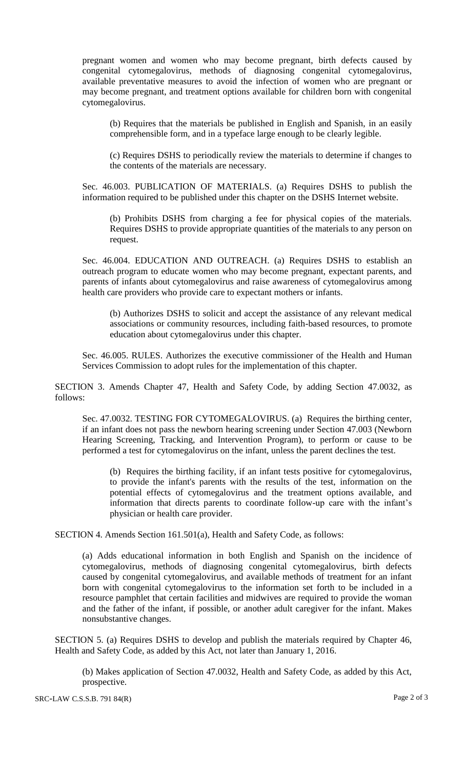pregnant women and women who may become pregnant, birth defects caused by congenital cytomegalovirus, methods of diagnosing congenital cytomegalovirus, available preventative measures to avoid the infection of women who are pregnant or may become pregnant, and treatment options available for children born with congenital cytomegalovirus.

(b) Requires that the materials be published in English and Spanish, in an easily comprehensible form, and in a typeface large enough to be clearly legible.

(c) Requires DSHS to periodically review the materials to determine if changes to the contents of the materials are necessary.

Sec. 46.003. PUBLICATION OF MATERIALS. (a) Requires DSHS to publish the information required to be published under this chapter on the DSHS Internet website.

(b) Prohibits DSHS from charging a fee for physical copies of the materials. Requires DSHS to provide appropriate quantities of the materials to any person on request.

Sec. 46.004. EDUCATION AND OUTREACH. (a) Requires DSHS to establish an outreach program to educate women who may become pregnant, expectant parents, and parents of infants about cytomegalovirus and raise awareness of cytomegalovirus among health care providers who provide care to expectant mothers or infants.

(b) Authorizes DSHS to solicit and accept the assistance of any relevant medical associations or community resources, including faith-based resources, to promote education about cytomegalovirus under this chapter.

Sec. 46.005. RULES. Authorizes the executive commissioner of the Health and Human Services Commission to adopt rules for the implementation of this chapter.

SECTION 3. Amends Chapter 47, Health and Safety Code, by adding Section 47.0032, as follows:

Sec. 47.0032. TESTING FOR CYTOMEGALOVIRUS. (a) Requires the birthing center, if an infant does not pass the newborn hearing screening under Section 47.003 (Newborn Hearing Screening, Tracking, and Intervention Program), to perform or cause to be performed a test for cytomegalovirus on the infant, unless the parent declines the test.

(b) Requires the birthing facility, if an infant tests positive for cytomegalovirus, to provide the infant's parents with the results of the test, information on the potential effects of cytomegalovirus and the treatment options available, and information that directs parents to coordinate follow-up care with the infant's physician or health care provider.

SECTION 4. Amends Section 161.501(a), Health and Safety Code, as follows:

(a) Adds educational information in both English and Spanish on the incidence of cytomegalovirus, methods of diagnosing congenital cytomegalovirus, birth defects caused by congenital cytomegalovirus, and available methods of treatment for an infant born with congenital cytomegalovirus to the information set forth to be included in a resource pamphlet that certain facilities and midwives are required to provide the woman and the father of the infant, if possible, or another adult caregiver for the infant. Makes nonsubstantive changes.

SECTION 5. (a) Requires DSHS to develop and publish the materials required by Chapter 46, Health and Safety Code, as added by this Act, not later than January 1, 2016.

(b) Makes application of Section 47.0032, Health and Safety Code, as added by this Act, prospective.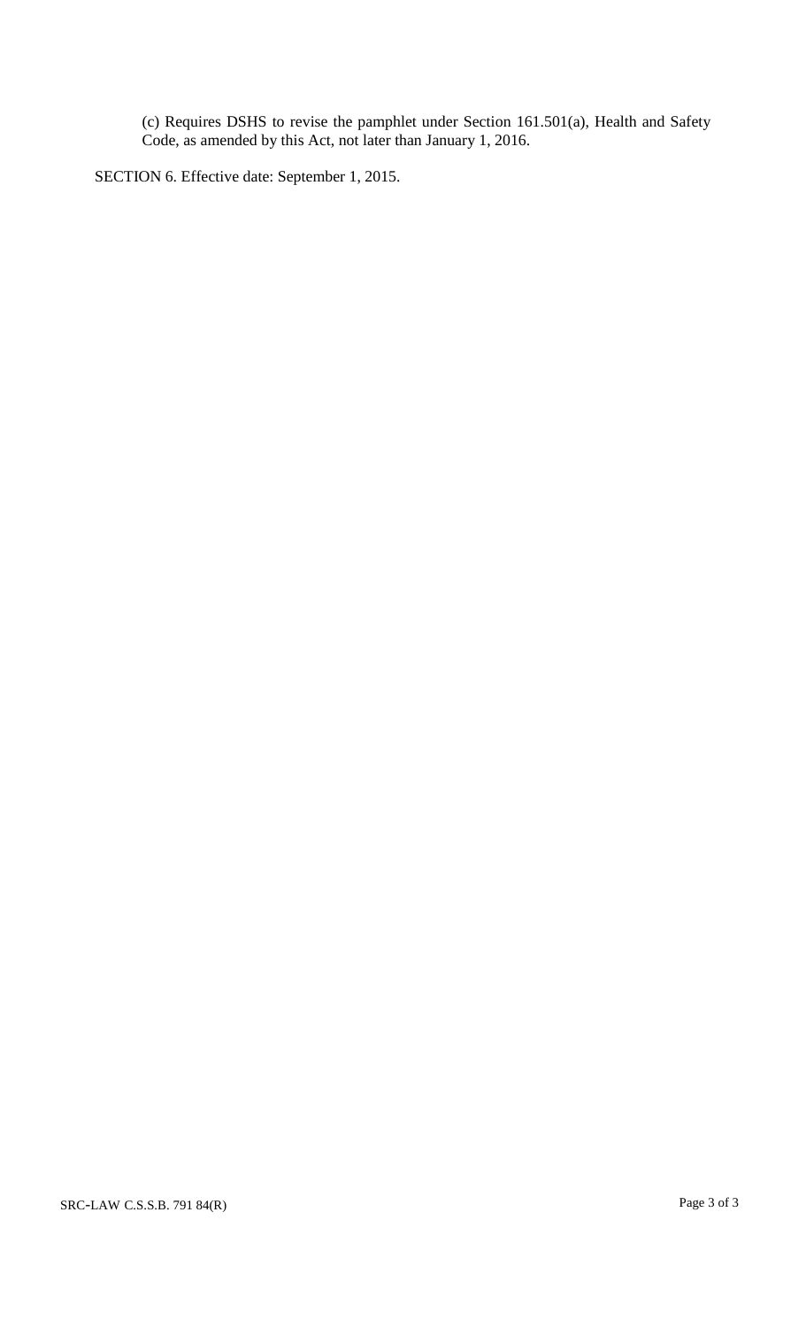(c) Requires DSHS to revise the pamphlet under Section 161.501(a), Health and Safety Code, as amended by this Act, not later than January 1, 2016.

SECTION 6. Effective date: September 1, 2015.